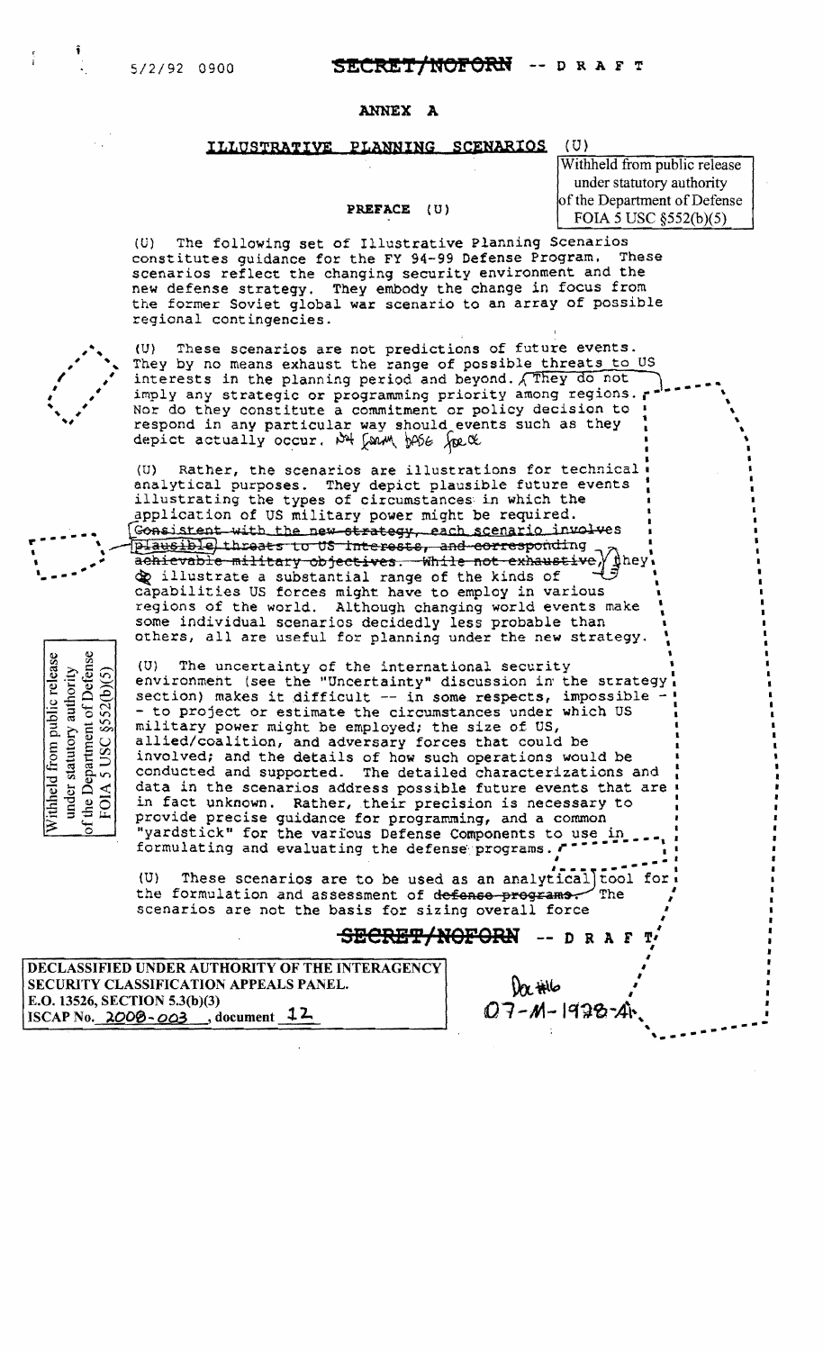5/2/92 0900

SECRET/NOFORN -- D R A F T

# ANNEX A

## ILLUSTRATIVE PLANNING SCENARIOS (U)

Withheld from public release under statutory authority of the Department of Defense FOIA 5 USC §552(b)(5)

### PREFACE (U)

(U) The following set of Illustrative Planning Scenarios constitutes guidance for the FY 94-99 Defense Program. These scenarios reflect the changing security environment and the new defense strategy. They embody the change in focus from the former Soviet global war scenario to an array of possible regional contingencies.

(U) These scenarios are not predictions of future events. They by no means exhaust the range of possible threats to US interests in the planning period and beyond. They do not imply any strategic or programming priority among regions. Nor do they constitute a commitment or policy decision to respond in any particular way should events such as they depict actually occur. Not form base force

(U) Rather, the scenarios are illustrations for technical analytical purposes. They depict plausible future events illustrating the types of circumstances in which the application of US military power might be required. ~~Consistent with the new strategy, each scenario involves plausible threats to US interests, and corresponding achievable military objectives. While not exhaustive,~~ they illustrate a substantial range of the kinds of capabilities US forces might have to employ in various regions of the world. Although changing world events make some individual scenarios decidedly less probable than others, all are useful for planning under the new strategy.

Withheld from public release under statutory authority of the Department of Defense FOIA 5 USC §552(b)(5)

(U) The uncertainty of the international security environment (see the "Uncertainty" discussion in the strategy section) makes it difficult -- in some respects, impossible -- to project or estimate the circumstances under which US military power might be employed; the size of US, allied/coalition, and adversary forces that could be involved; and the details of how such operations would be conducted and supported. The detailed characterizations and data in the scenarios address possible future events that are in fact unknown. Rather, their precision is necessary to provide precise guidance for programming, and a common "yardstick" for the various Defense Components to use in formulating and evaluating the defense programs.

(U) These scenarios are to be used as an analytical tool for the formulation and assessment of ~~defense programs.~~ The scenarios are not the basis for sizing overall force

SECRET/NOFORN -- D R A F T

DECLASSIFIED UNDER AUTHORITY OF THE INTERAGENCY SECURITY CLASSIFICATION APPEALS PANEL.
E.O. 13526, SECTION 5.3(b)(3)
ISCAP No. 2008-003, document 12

Doc #16
07-M-1978-A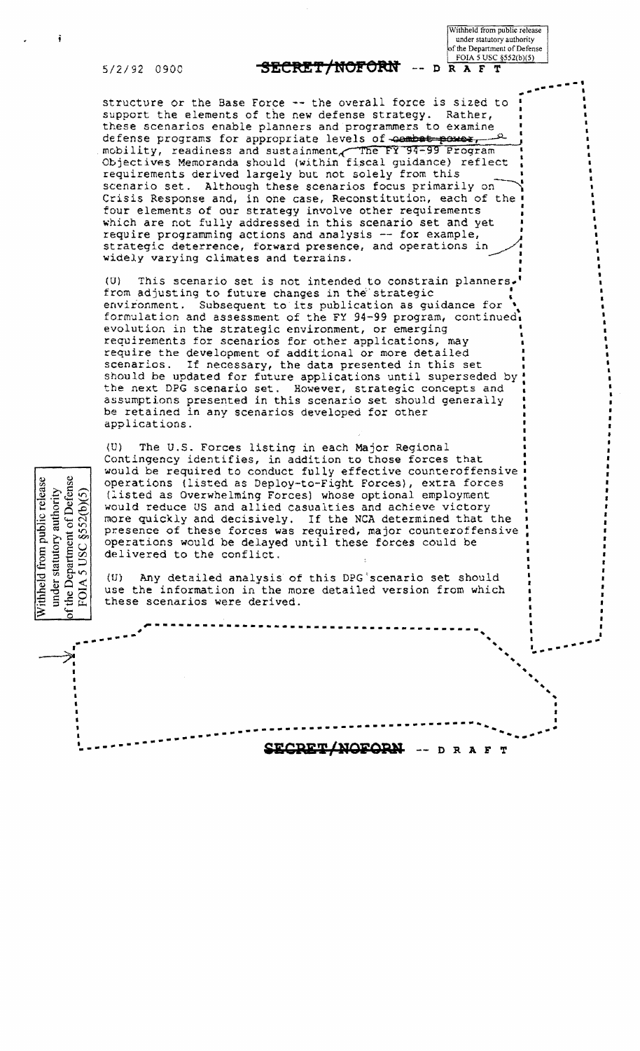structure or the Base Force -- the overall force is sized to support the elements of the new defense strategy. Rather, these scenarios enable planners and programmers to examine defense programs for appropriate levels of ~~combat power,~~ mobility, readiness and sustainment. The FY 94-99 Program Objectives Memoranda should (within fiscal guidance) reflect requirements derived largely but not solely from this scenario set. Although these scenarios focus primarily on Crisis Response and, in one case, Reconstitution, each of the four elements of our strategy involve other requirements which are not fully addressed in this scenario set and yet require programming actions and analysis -- for example, strategic deterrence, forward presence, and operations in widely varying climates and terrains.

(U) This scenario set is not intended to constrain planners from adjusting to future changes in the strategic environment. Subsequent to its publication as guidance for formulation and assessment of the FY 94-99 program, continued evolution in the strategic environment, or emerging requirements for scenarios for other applications, may require the development of additional or more detailed scenarios. If necessary, the data presented in this set should be updated for future applications until superseded by the next DPG scenario set. However, strategic concepts and assumptions presented in this scenario set should generally be retained in any scenarios developed for other applications.

(U) The U.S. Forces listing in each Major Regional Contingency identifies, in addition to those forces that would be required to conduct fully effective counteroffensive operations (listed as Deploy-to-Fight Forces), extra forces (listed as Overwhelming Forces) whose optional employment would reduce US and allied casualties and achieve victory more quickly and decisively. If the NCA determined that the presence of these forces was required, major counteroffensive operations would be delayed until these forces could be delivered to the conflict.

(U) Any detailed analysis of this DPG scenario set should use the information in the more detailed version from which these scenarios were derived.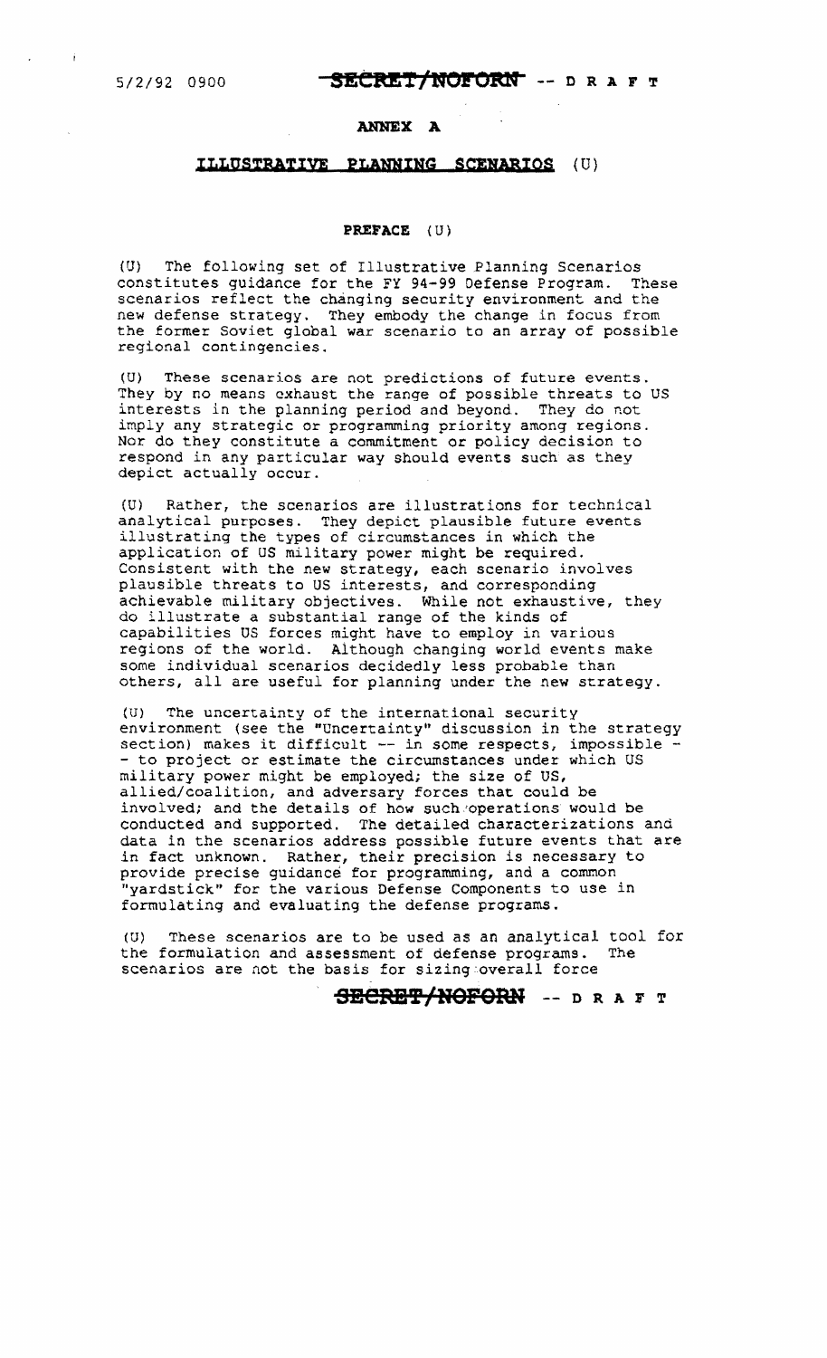5/2/92 0900 **SECRET/NOFORN** -- DRAFT

## ANNEX A

### ILLUSTRATIVE PLANNING SCENARIOS (U)

#### PREFACE (U)

(U) The following set of Illustrative Planning Scenarios constitutes guidance for the FY 94-99 Defense Program. These scenarios reflect the changing security environment and the new defense strategy. They embody the change in focus from the former Soviet global war scenario to an array of possible regional contingencies.

(U) These scenarios are not predictions of future events. They by no means exhaust the range of possible threats to US interests in the planning period and beyond. They do not imply any strategic or programming priority among regions. Nor do they constitute a commitment or policy decision to respond in any particular way should events such as they depict actually occur.

(U) Rather, the scenarios are illustrations for technical analytical purposes. They depict plausible future events illustrating the types of circumstances in which the application of US military power might be required. Consistent with the new strategy, each scenario involves plausible threats to US interests, and corresponding achievable military objectives. While not exhaustive, they do illustrate a substantial range of the kinds of capabilities US forces might have to employ in various regions of the world. Although changing world events make some individual scenarios decidedly less probable than others, all are useful for planning under the new strategy.

(U) The uncertainty of the international security environment (see the "Uncertainty" discussion in the strategy section) makes it difficult -- in some respects, impossible -- to project or estimate the circumstances under which US military power might be employed; the size of US, allied/coalition, and adversary forces that could be involved; and the details of how such operations would be conducted and supported. The detailed characterizations and data in the scenarios address possible future events that are in fact unknown. Rather, their precision is necessary to provide precise guidance for programming, and a common "yardstick" for the various Defense Components to use in formulating and evaluating the defense programs.

(U) These scenarios are to be used as an analytical tool for the formulation and assessment of defense programs. The scenarios are not the basis for sizing overall force

**SECRET/NOFORN** -- DRAFT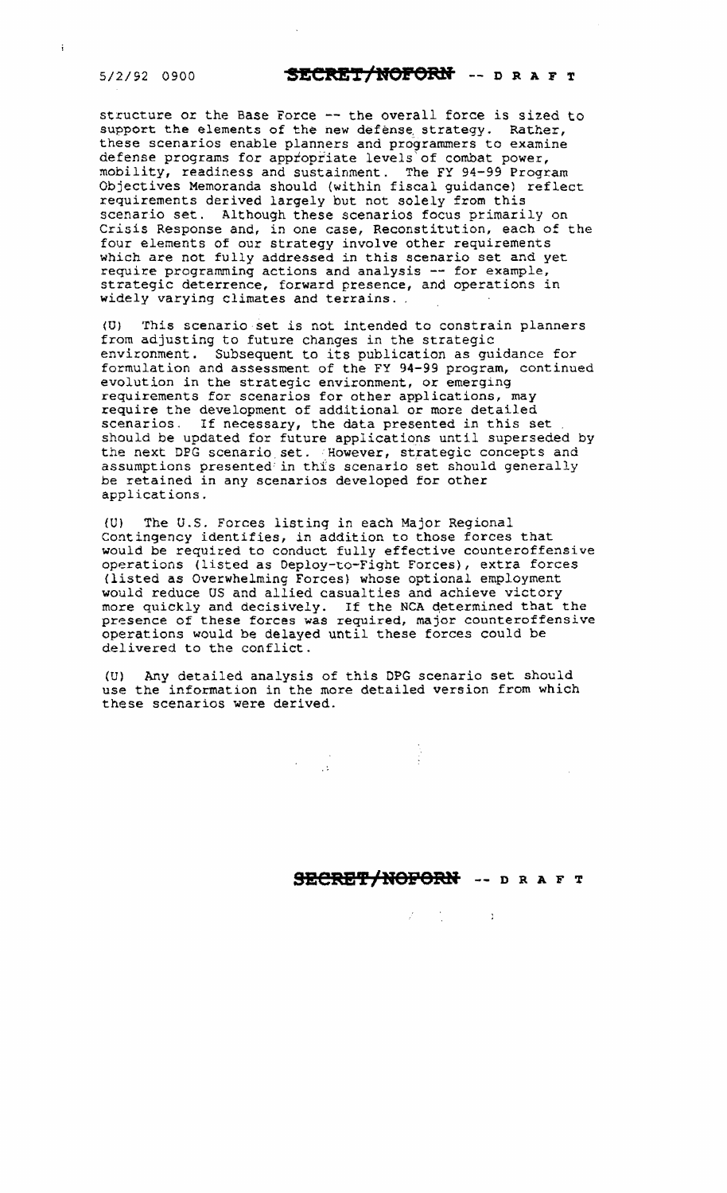structure or the Base Force -- the overall force is sized to support the elements of the new defense strategy. Rather, these scenarios enable planners and programmers to examine defense programs for appropriate levels of combat power, mobility, readiness and sustainment. The FY 94-99 Program Objectives Memoranda should (within fiscal guidance) reflect requirements derived largely but not solely from this scenario set. Although these scenarios focus primarily on Crisis Response and, in one case, Reconstitution, each of the four elements of our strategy involve other requirements which are not fully addressed in this scenario set and yet require programming actions and analysis -- for example, strategic deterrence, forward presence, and operations in widely varying climates and terrains.

(U) This scenario set is not intended to constrain planners from adjusting to future changes in the strategic environment. Subsequent to its publication as guidance for formulation and assessment of the FY 94-99 program, continued evolution in the strategic environment, or emerging requirements for scenarios for other applications, may require the development of additional or more detailed scenarios. If necessary, the data presented in this set should be updated for future applications until superseded by the next DPG scenario set. However, strategic concepts and assumptions presented in this scenario set should generally be retained in any scenarios developed for other applications.

(U) The U.S. Forces listing in each Major Regional Contingency identifies, in addition to those forces that would be required to conduct fully effective counteroffensive operations (listed as Deploy-to-Fight Forces), extra forces (listed as Overwhelming Forces) whose optional employment would reduce US and allied casualties and achieve victory more quickly and decisively. If the NCA determined that the presence of these forces was required, major counteroffensive operations would be delayed until these forces could be delivered to the conflict.

(U) Any detailed analysis of this DPG scenario set should use the information in the more detailed version from which these scenarios were derived.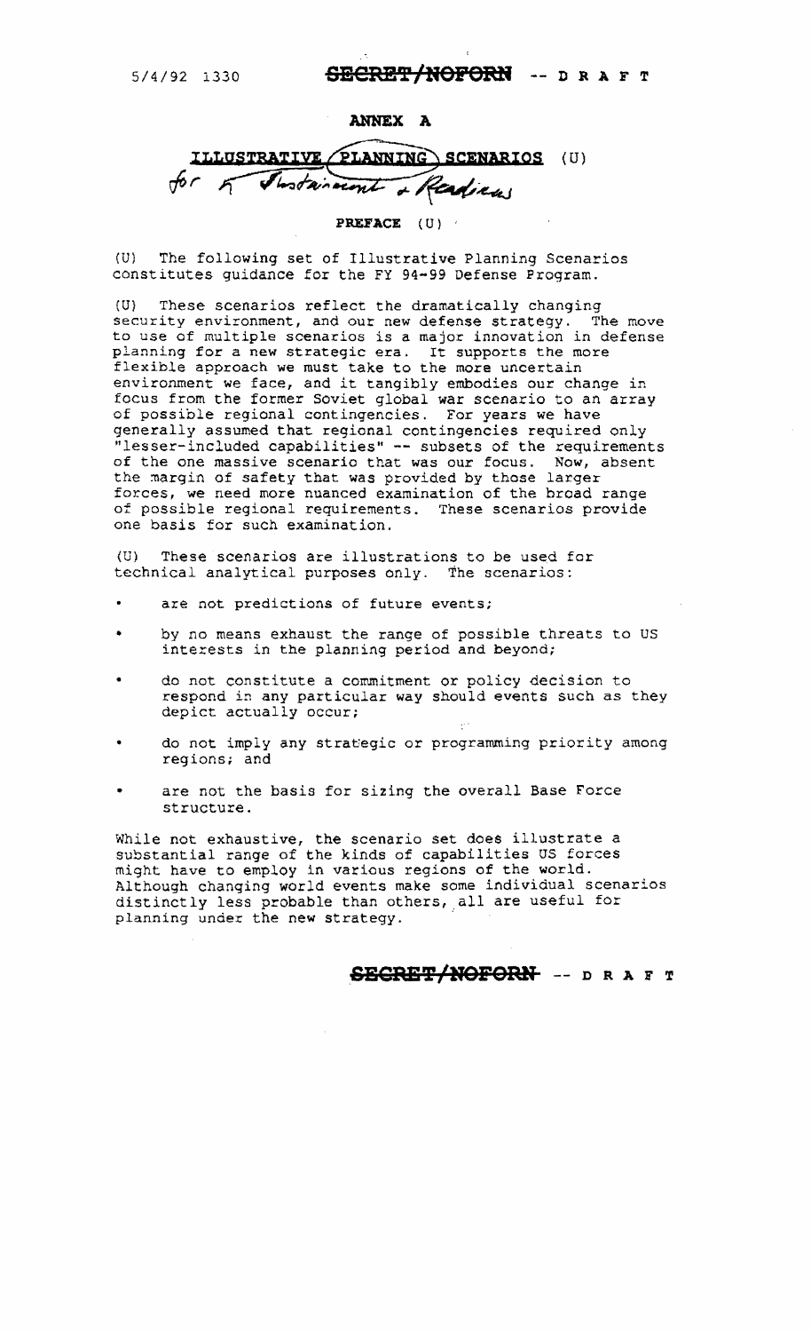5/4/92 1330 ~~SECRET/NOFORN~~ -- DRAFT

# ANNEX A

## ILLUSTRATIVE PLANNING SCENARIOS (U)

*for Sustainment & Readiness*

### PREFACE (U)

(U) The following set of Illustrative Planning Scenarios constitutes guidance for the FY 94-99 Defense Program.

(U) These scenarios reflect the dramatically changing security environment, and our new defense strategy. The move to use of multiple scenarios is a major innovation in defense planning for a new strategic era. It supports the more flexible approach we must take to the more uncertain environment we face, and it tangibly embodies our change in focus from the former Soviet global war scenario to an array of possible regional contingencies. For years we have generally assumed that regional contingencies required only "lesser-included capabilities" -- subsets of the requirements of the one massive scenario that was our focus. Now, absent the margin of safety that was provided by those larger forces, we need more nuanced examination of the broad range of possible regional requirements. These scenarios provide one basis for such examination.

(U) These scenarios are illustrations to be used for technical analytical purposes only. The scenarios:

- are not predictions of future events;
- by no means exhaust the range of possible threats to US interests in the planning period and beyond;
- do not constitute a commitment or policy decision to respond in any particular way should events such as they depict actually occur;
- do not imply any strategic or programming priority among regions; and
- are not the basis for sizing the overall Base Force structure.

While not exhaustive, the scenario set does illustrate a substantial range of the kinds of capabilities US forces might have to employ in various regions of the world. Although changing world events make some individual scenarios distinctly less probable than others, all are useful for planning under the new strategy.

~~SECRET/NOFORN~~ -- DRAFT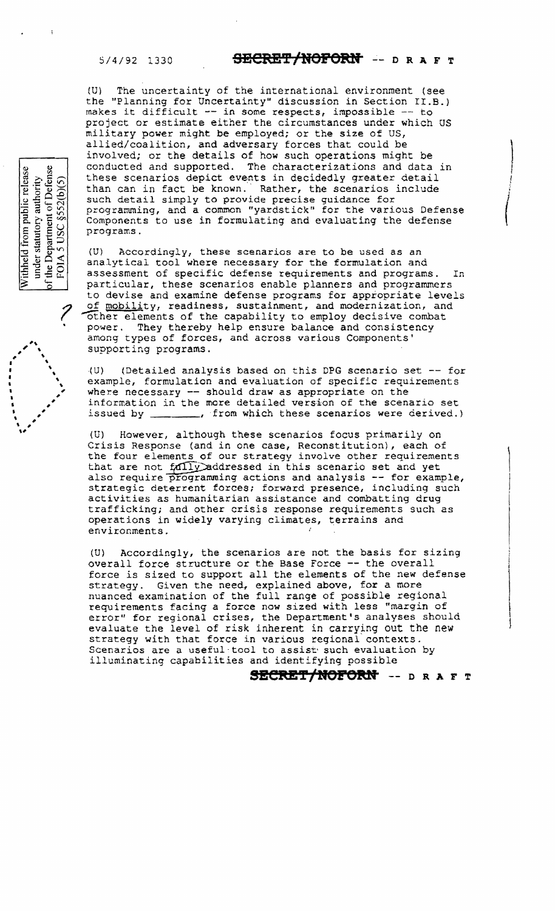(U) The uncertainty of the international environment (see the "Planning for Uncertainty" discussion in Section II.B.) makes it difficult -- in some respects, impossible -- to project or estimate either the circumstances under which US military power might be employed; or the size of US, allied/coalition, and adversary forces that could be involved; or the details of how such operations might be conducted and supported. The characterizations and data in these scenarios depict events in decidedly greater detail than can in fact be known. Rather, the scenarios include such detail simply to provide precise guidance for programming, and a common "yardstick" for the various Defense Components to use in formulating and evaluating the defense programs.

(U) Accordingly, these scenarios are to be used as an analytical tool where necessary for the formulation and assessment of specific defense requirements and programs. In particular, these scenarios enable planners and programmers to devise and examine defense programs for appropriate levels of mobility, readiness, sustainment, and modernization, and other elements of the capability to employ decisive combat power. They thereby help ensure balance and consistency among types of forces, and across various Components' supporting programs.

(U) (Detailed analysis based on this DPG scenario set -- for example, formulation and evaluation of specific requirements where necessary -- should draw as appropriate on the information in the more detailed version of the scenario set issued by \_\_\_\_\_\_\_\_, from which these scenarios were derived.)

(U) However, although these scenarios focus primarily on Crisis Response (and in one case, Reconstitution), each of the four elements of our strategy involve other requirements that are not fully addressed in this scenario set and yet also require programming actions and analysis -- for example, strategic deterrent forces; forward presence, including such activities as humanitarian assistance and combatting drug trafficking; and other crisis response requirements such as operations in widely varying climates, terrains and environments.

(U) Accordingly, the scenarios are not the basis for sizing overall force structure or the Base Force -- the overall force is sized to support all the elements of the new defense strategy. Given the need, explained above, for a more nuanced examination of the full range of possible regional requirements facing a force now sized with less "margin of error" for regional crises, the Department's analyses should evaluate the level of risk inherent in carrying out the new strategy with that force in various regional contexts. Scenarios are a useful tool to assist such evaluation by illuminating capabilities and identifying possible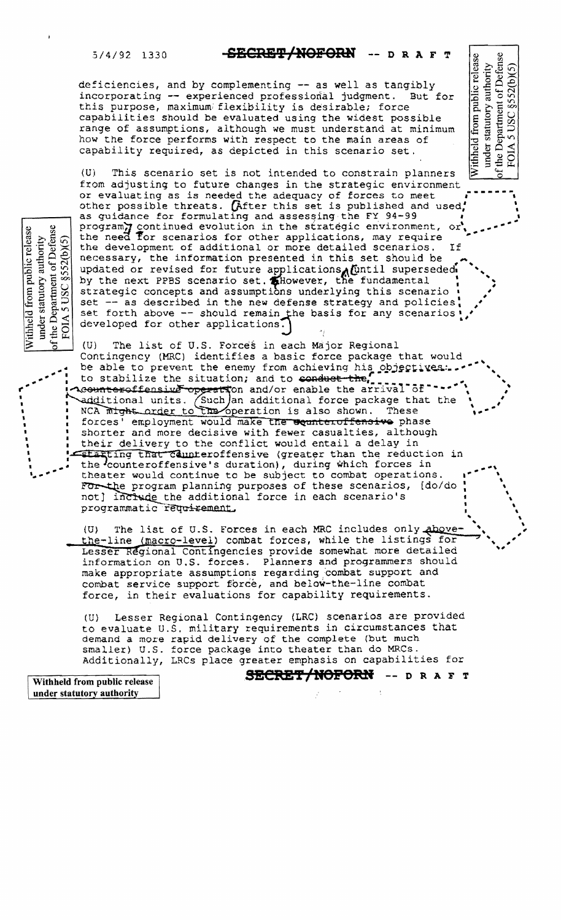deficiencies, and by complementing -- as well as tangibly incorporating -- experienced professional judgment. But for this purpose, maximum flexibility is desirable; force capabilities should be evaluated using the widest possible range of assumptions, although we must understand at minimum how the force performs with respect to the main areas of capability required, as depicted in this scenario set.

(U) This scenario set is not intended to constrain planners from adjusting to future changes in the strategic environment or evaluating as is needed the adequacy of forces to meet other possible threats. [After this set is published and used as guidance for formulating and assessing the FY 94-99 program,] continued evolution in the strategic environment, or the need for scenarios for other applications, may require the development of additional or more detailed scenarios. If necessary, the information presented in this set should be updated or revised for future applications, [until superseded by the next PPBS scenario set. However, the fundamental strategic concepts and assumptions underlying this scenario set -- as described in the new defense strategy and policies set forth above -- should remain the basis for any scenarios developed for other applications.]

(U) The list of U.S. Forces in each Major Regional Contingency (MRC) identifies a basic force package that would be able to prevent the enemy from achieving his objectives; to stabilize the situation; and to ~~conduct the~~ counteroffensive operation and/or enable the arrival of additional units. (Such) an additional force package that the NCA ~~might order to the~~ operation is also shown. These forces' employment would make the ~~counteroffensive~~ phase shorter and more decisive with fewer casualties, although their delivery to the conflict would entail a delay in starting that counteroffensive (greater than the reduction in the counteroffensive's duration), during which forces in theater would continue to be subject to combat operations. For the program planning purposes of these scenarios, [do/do not] include the additional force in each scenario's programmatic requirement.

(U) The list of U.S. Forces in each MRC includes only above-the-line (macro-level) combat forces, while the listings for Lesser Regional Contingencies provide somewhat more detailed information on U.S. forces. Planners and programmers should make appropriate assumptions regarding combat support and combat service support force, and below-the-line combat force, in their evaluations for capability requirements.

(U) Lesser Regional Contingency (LRC) scenarios are provided to evaluate U.S. military requirements in circumstances that demand a more rapid delivery of the complete (but much smaller) U.S. force package into theater than do MRCs. Additionally, LRCs place greater emphasis on capabilities for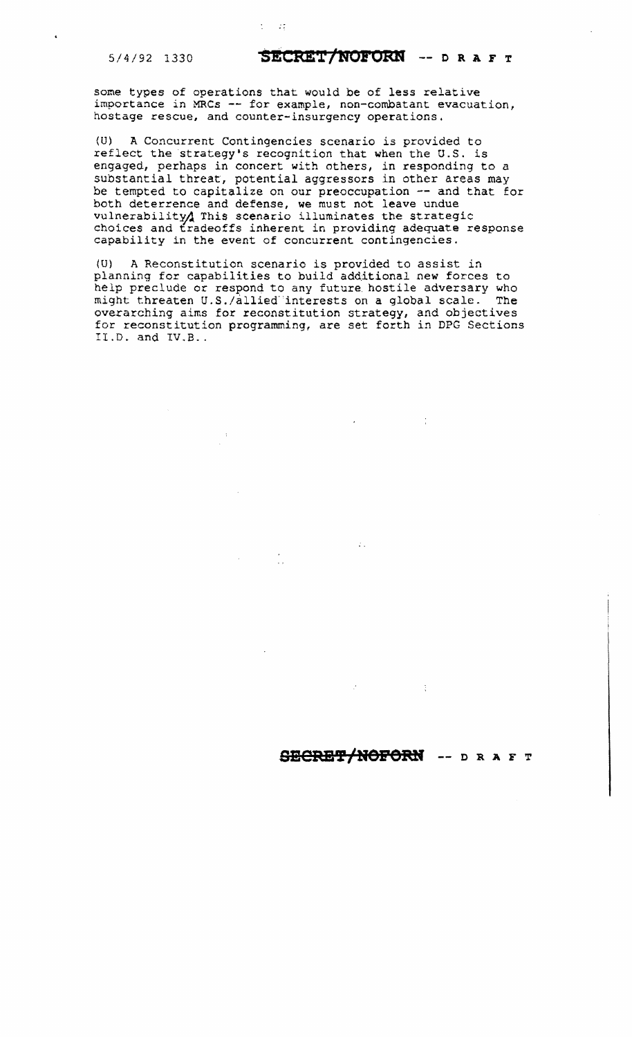some types of operations that would be of less relative importance in MRCs -- for example, non-combatant evacuation, hostage rescue, and counter-insurgency operations.

(U) A Concurrent Contingencies scenario is provided to reflect the strategy's recognition that when the U.S. is engaged, perhaps in concert with others, in responding to a substantial threat, potential aggressors in other areas may be tempted to capitalize on our preoccupation -- and that for both deterrence and defense, we must not leave undue vulnerability. This scenario illuminates the strategic choices and tradeoffs inherent in providing adequate response capability in the event of concurrent contingencies.

(U) A Reconstitution scenario is provided to assist in planning for capabilities to build additional new forces to help preclude or respond to any future hostile adversary who might threaten U.S./allied interests on a global scale. The overarching aims for reconstitution strategy, and objectives for reconstitution programming, are set forth in DPG Sections II.D. and IV.B..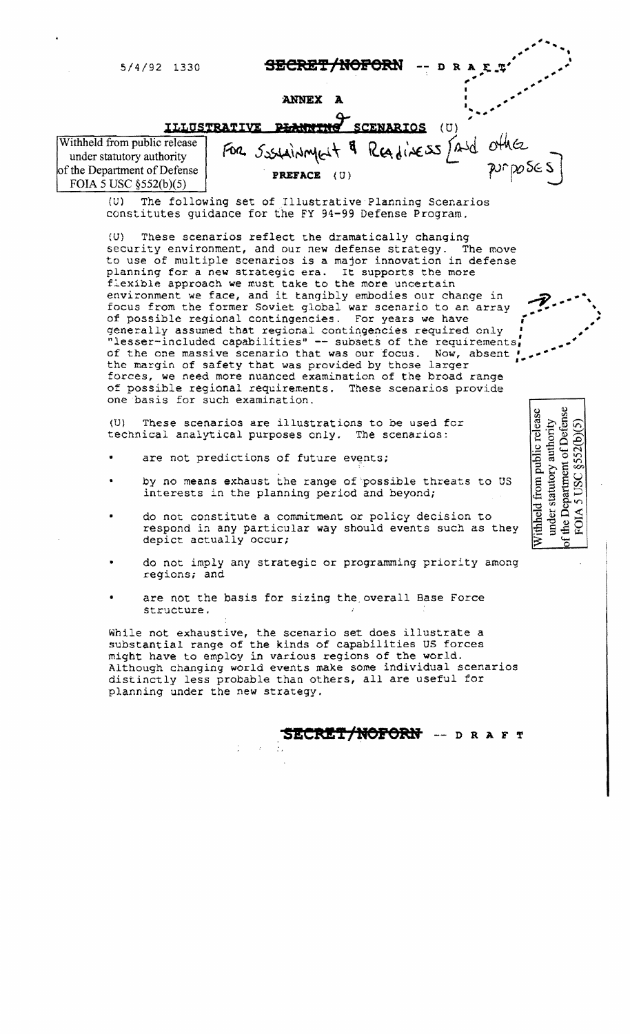5/4/92 1330 **SECRET/NOFORN** -- DRAFT

**ANNEX A**

**ILLUSTRATIVE ~~PLANNING~~ SCENARIOS (U)**

For Sssainment & Readiness [and other purposes]

Withheld from public release under statutory authority of the Department of Defense FOIA 5 USC §552(b)(5)

**PREFACE (U)**

(U) The following set of Illustrative Planning Scenarios constitutes guidance for the FY 94-99 Defense Program.

(U) These scenarios reflect the dramatically changing security environment, and our new defense strategy. The move to use of multiple scenarios is a major innovation in defense planning for a new strategic era. It supports the more flexible approach we must take to the more uncertain environment we face, and it tangibly embodies our change in focus from the former Soviet global war scenario to an array of possible regional contingencies. For years we have generally assumed that regional contingencies required only "lesser-included capabilities" -- subsets of the requirements of the one massive scenario that was our focus. Now, absent the margin of safety that was provided by those larger forces, we need more nuanced examination of the broad range of possible regional requirements. These scenarios provide one basis for such examination.

(U) These scenarios are illustrations to be used for technical analytical purposes only. The scenarios:

- are not predictions of future events;
- by no means exhaust the range of possible threats to US interests in the planning period and beyond;
- do not constitute a commitment or policy decision to respond in any particular way should events such as they depict actually occur;
- do not imply any strategic or programming priority among regions; and
- are not the basis for sizing the overall Base Force structure.

While not exhaustive, the scenario set does illustrate a substantial range of the kinds of capabilities US forces might have to employ in various regions of the world. Although changing world events make some individual scenarios distinctly less probable than others, all are useful for planning under the new strategy.

Withheld from public release under statutory authority of the Department of Defense FOIA 5 USC §552(b)(5)

**SECRET/NOFORN** -- DRAFT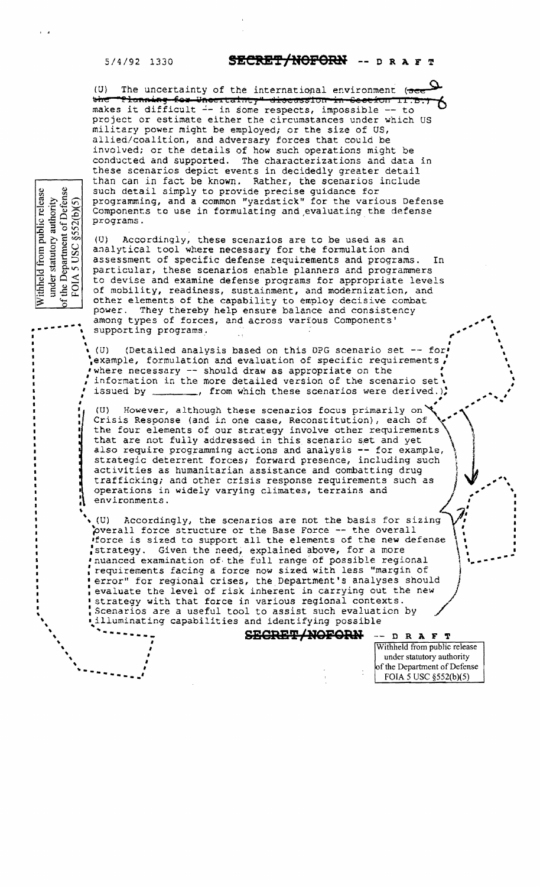5/4/92 1330 **SECRET/NOFORN** -- DRAFT

(U) The uncertainty of the international environment ~~(see the "Planning for Uncertainty" discussion in Section II.B.)~~ makes it difficult -- in some respects, impossible -- to project or estimate either the circumstances under which US military power might be employed; or the size of US, allied/coalition, and adversary forces that could be involved; or the details of how such operations might be conducted and supported. The characterizations and data in these scenarios depict events in decidedly greater detail than can in fact be known. Rather, the scenarios include such detail simply to provide precise guidance for programming, and a common "yardstick" for the various Defense Components to use in formulating and evaluating the defense programs.

Withheld from public release under statutory authority of the Department of Defense FOIA 5 USC §552(b)(5)

(U) Accordingly, these scenarios are to be used as an analytical tool where necessary for the formulation and assessment of specific defense requirements and programs. In particular, these scenarios enable planners and programmers to devise and examine defense programs for appropriate levels of mobility, readiness, sustainment, and modernization, and other elements of the capability to employ decisive combat power. They thereby help ensure balance and consistency among types of forces, and across various Components' supporting programs.

(U) (Detailed analysis based on this DPG scenario set -- for example, formulation and evaluation of specific requirements where necessary -- should draw as appropriate on the information in the more detailed version of the scenario set issued by ________, from which these scenarios were derived.)

(U) However, although these scenarios focus primarily on Crisis Response (and in one case, Reconstitution), each of the four elements of our strategy involve other requirements that are not fully addressed in this scenario set and yet also require programming actions and analysis -- for example, strategic deterrent forces; forward presence, including such activities as humanitarian assistance and combatting drug trafficking; and other crisis response requirements such as operations in widely varying climates, terrains and environments.

(U) Accordingly, the scenarios are not the basis for sizing overall force structure or the Base Force -- the overall force is sized to support all the elements of the new defense strategy. Given the need, explained above, for a more nuanced examination of the full range of possible regional requirements facing a force now sized with less "margin of error" for regional crises, the Department's analyses should evaluate the level of risk inherent in carrying out the new strategy with that force in various regional contexts. Scenarios are a useful tool to assist such evaluation by illuminating capabilities and identifying possible

**SECRET/NOFORN** -- DRAFT

Withheld from public release under statutory authority of the Department of Defense FOIA 5 USC §552(b)(5)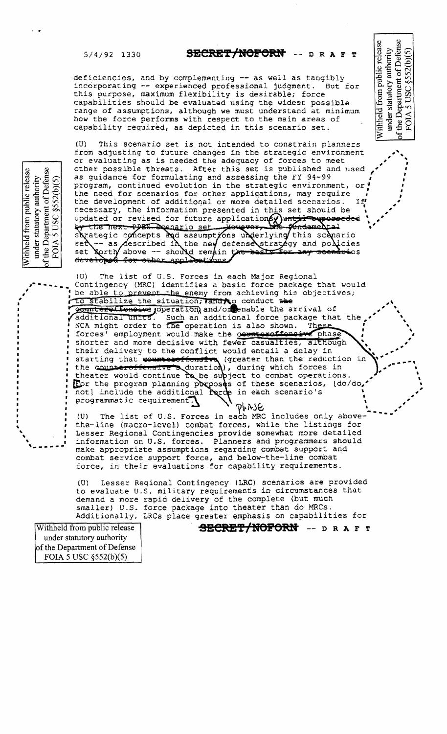deficiencies, and by complementing -- as well as tangibly incorporating -- experienced professional judgment. But for this purpose, maximum flexibility is desirable; force capabilities should be evaluated using the widest possible range of assumptions, although we must understand at minimum how the force performs with respect to the main areas of capability required, as depicted in this scenario set.

(U) This scenario set is not intended to constrain planners from adjusting to future changes in the strategic environment or evaluating as is needed the adequacy of forces to meet other possible threats. After this set is published and used as guidance for formulating and assessing the FY 94-99 program, continued evolution in the strategic environment, or the need for scenarios for other applications, may require the development of additional or more detailed scenarios. If necessary, the information presented in this set should be updated or revised for future application(s) ~~until superseded by the next DPSS scenario set. However, the fundamental~~ strategic concepts and assumptions underlying this scenario set -- as described in the new defense strategy and policies set forth above -- should remain ~~the basis for any scenarios developed for other applications.~~

(U) The list of U.S. Forces in each Major Regional Contingency (MRC) identifies a basic force package that would be able to prevent the enemy from achieving his objectives; to stabilize the situation; ~~and~~ to conduct ~~the~~ ~~counteroffensive~~ operation, and/or enable the arrival of additional units. Such an additional force package that the NCA might order to the operation is also shown. These forces' employment would make the ~~counteroffensive~~ phase shorter and more decisive with fewer casualties, although their delivery to the conflict would entail a delay in starting that ~~counteroffensive~~ (greater than the reduction in the ~~counteroffensive's~~ duration), during which forces in theater would continue to be subject to combat operations. For the program planning purposes of these scenarios, [do/do not] include the additional force in each scenario's programmatic requirement. phase

(U) The list of U.S. Forces in each MRC includes only above-the-line (macro-level) combat forces, while the listings for Lesser Regional Contingencies provide somewhat more detailed information on U.S. forces. Planners and programmers should make appropriate assumptions regarding combat support and combat service support force, and below-the-line combat force, in their evaluations for capability requirements.

(U) Lesser Regional Contingency (LRC) scenarios are provided to evaluate U.S. military requirements in circumstances that demand a more rapid delivery of the complete (but much smaller) U.S. force package into theater than do MRCs. Additionally, LRCs place greater emphasis on capabilities for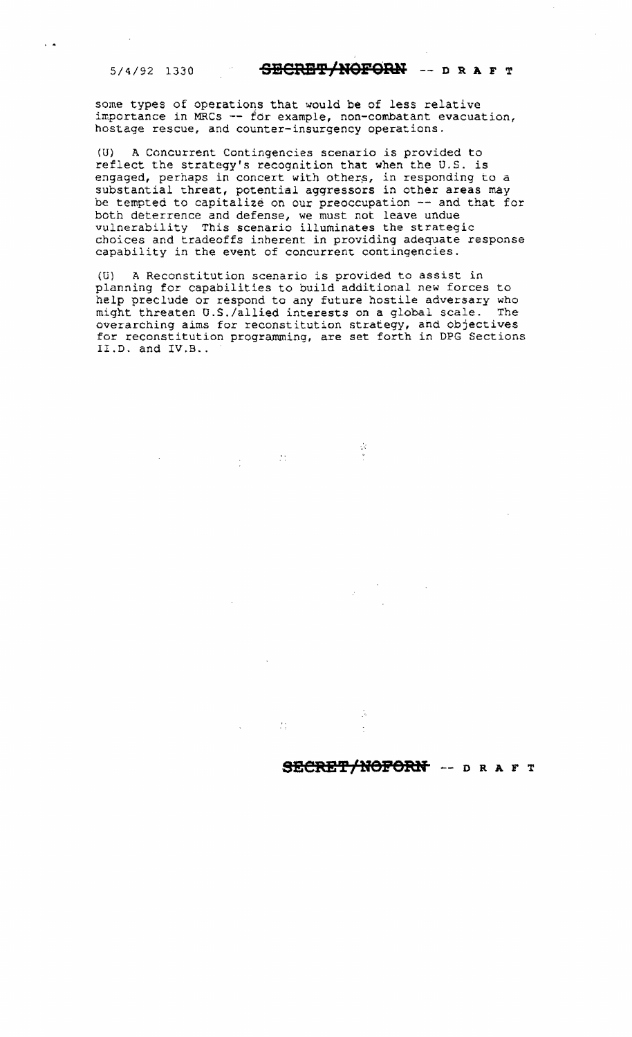some types of operations that would be of less relative importance in MRCs -- for example, non-combatant evacuation, hostage rescue, and counter-insurgency operations.

(U) A Concurrent Contingencies scenario is provided to reflect the strategy's recognition that when the U.S. is engaged, perhaps in concert with others, in responding to a substantial threat, potential aggressors in other areas may be tempted to capitalize on our preoccupation -- and that for both deterrence and defense, we must not leave undue vulnerability This scenario illuminates the strategic choices and tradeoffs inherent in providing adequate response capability in the event of concurrent contingencies.

(U) A Reconstitution scenario is provided to assist in planning for capabilities to build additional new forces to help preclude or respond to any future hostile adversary who might threaten U.S./allied interests on a global scale. The overarching aims for reconstitution strategy, and objectives for reconstitution programming, are set forth in DPG Sections II.D. and IV.B..